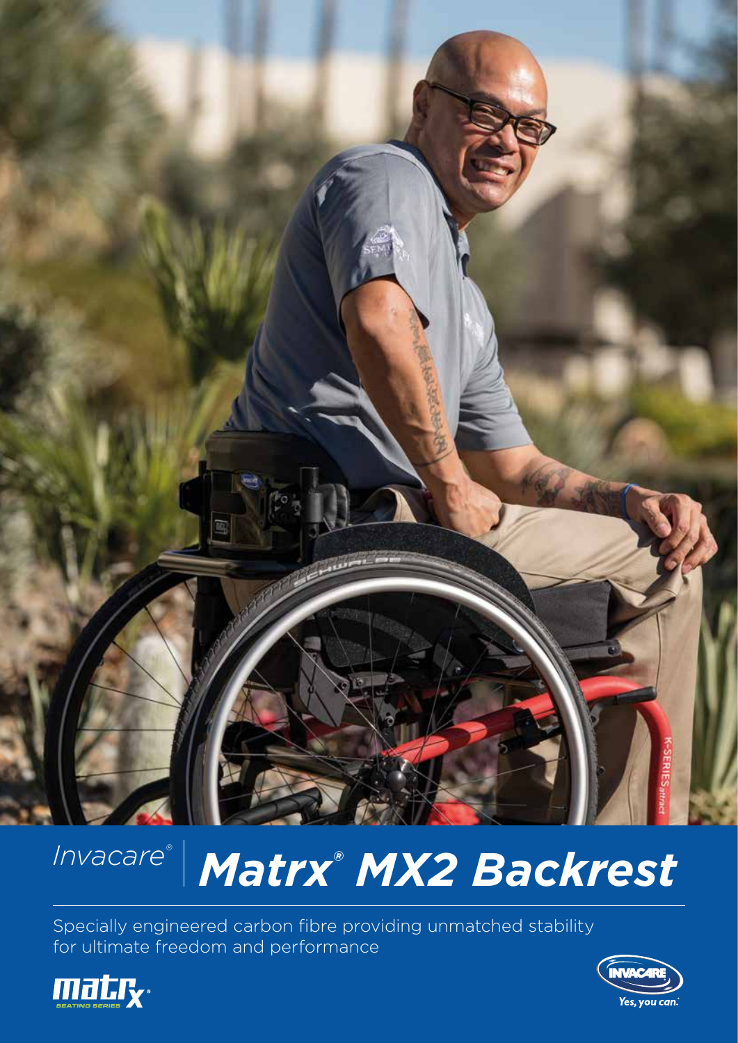# Invacare® | *Matrx® MX2 Backrest*

Specially engineered carbon fibre providing unmatched stability for ultimate freedom and performance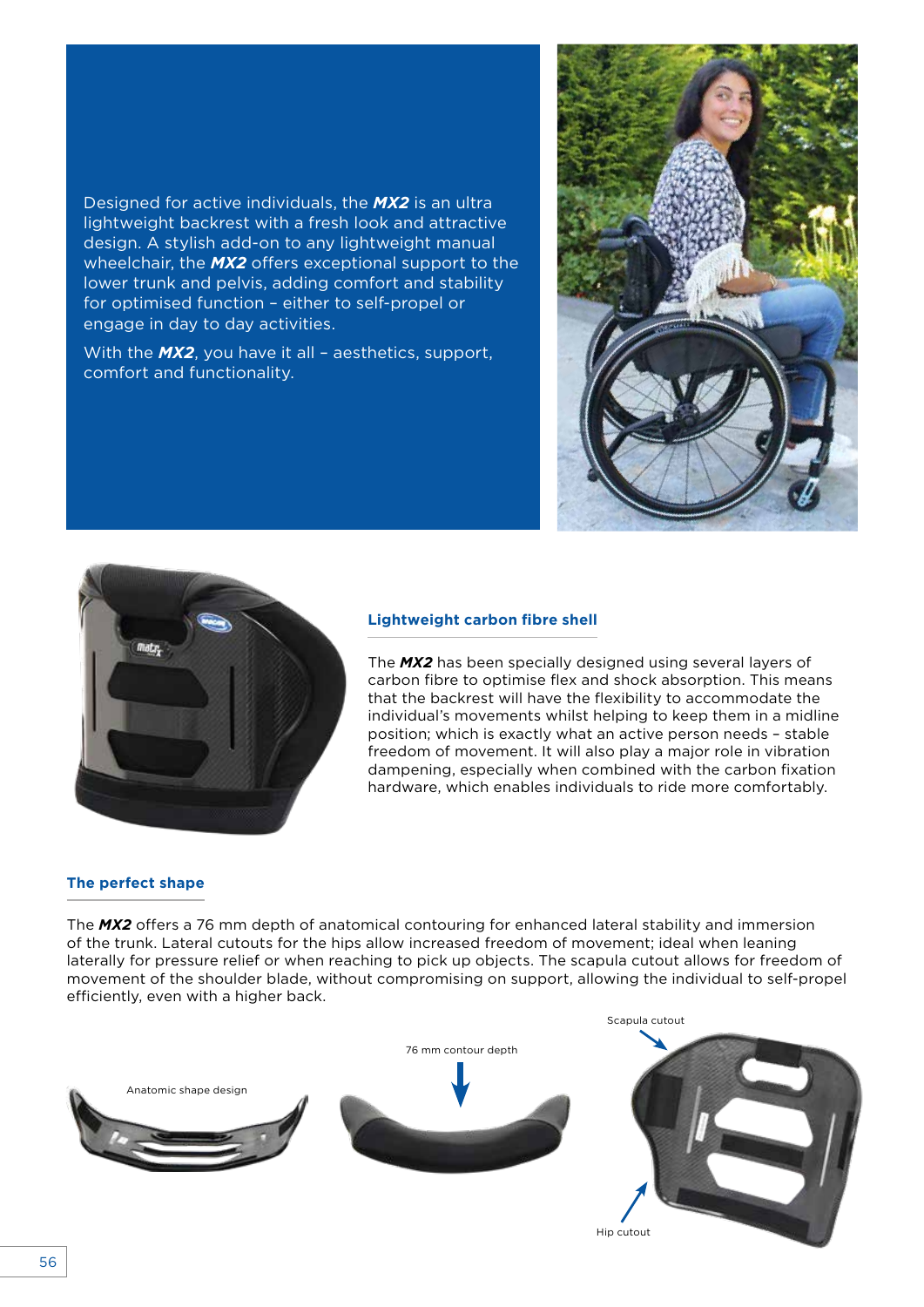Designed for active individuals, the ***MX2*** is an ultra lightweight backrest with a fresh look and attractive design. A stylish add-on to any lightweight manual wheelchair, the ***MX2*** offers exceptional support to the lower trunk and pelvis, adding comfort and stability for optimised function – either to self-propel or engage in day to day activities.

With the ***MX2***, you have it all – aesthetics, support, comfort and functionality.

## Lightweight carbon fibre shell

The ***MX2*** has been specially designed using several layers of carbon fibre to optimise flex and shock absorption. This means that the backrest will have the flexibility to accommodate the individual's movements whilst helping to keep them in a midline position; which is exactly what an active person needs – stable freedom of movement. It will also play a major role in vibration dampening, especially when combined with the carbon fixation hardware, which enables individuals to ride more comfortably.

## The perfect shape

The ***MX2*** offers a 76 mm depth of anatomical contouring for enhanced lateral stability and immersion of the trunk. Lateral cutouts for the hips allow increased freedom of movement; ideal when leaning laterally for pressure relief or when reaching to pick up objects. The scapula cutout allows for freedom of movement of the shoulder blade, without compromising on support, allowing the individual to self-propel efficiently, even with a higher back.

Anatomic shape design

76 mm contour depth

Scapula cutout

Hip cutout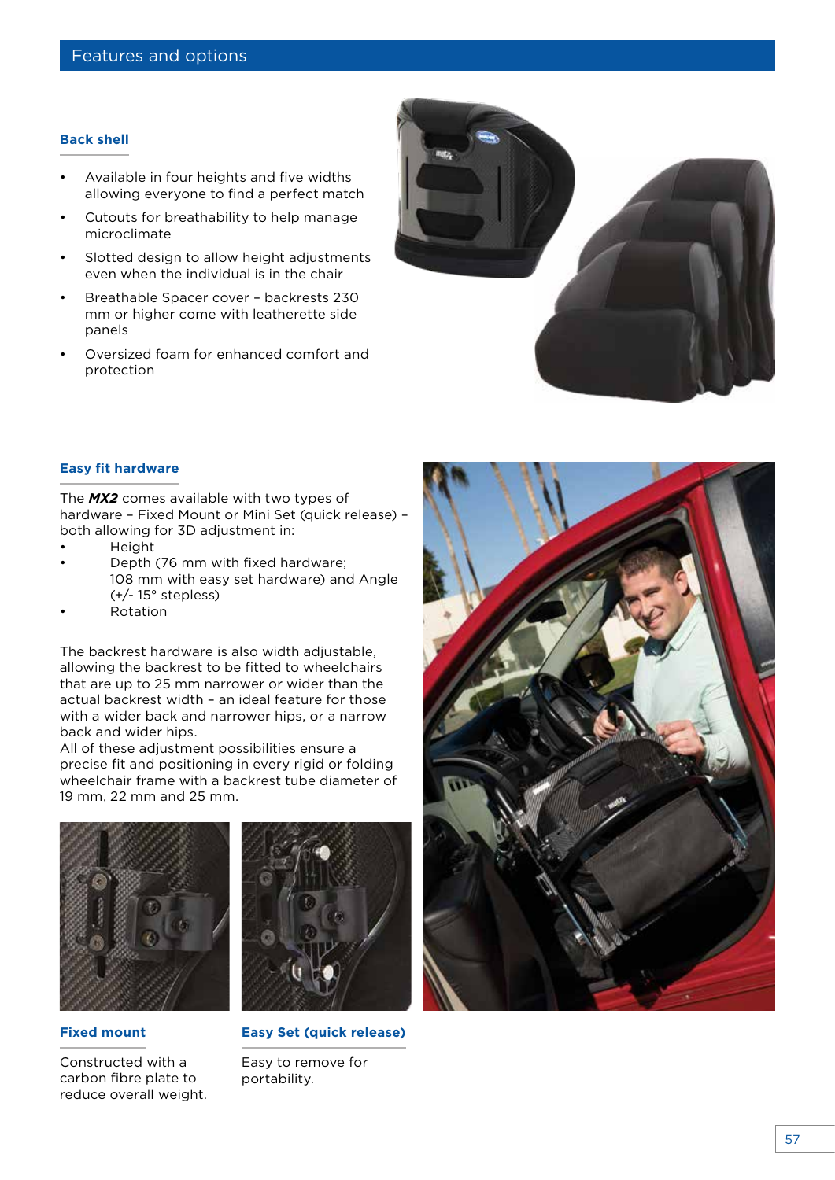## Features and options

### Back shell

- Available in four heights and five widths allowing everyone to find a perfect match
- Cutouts for breathability to help manage microclimate
- Slotted design to allow height adjustments even when the individual is in the chair
- Breathable Spacer cover – backrests 230 mm or higher come with leatherette side panels
- Oversized foam for enhanced comfort and protection

### Easy fit hardware

The ***MX2*** comes available with two types of hardware – Fixed Mount or Mini Set (quick release) – both allowing for 3D adjustment in:

- Height
- Depth (76 mm with fixed hardware; 108 mm with easy set hardware) and Angle (+/- 15° stepless)
- Rotation

The backrest hardware is also width adjustable, allowing the backrest to be fitted to wheelchairs that are up to 25 mm narrower or wider than the actual backrest width – an ideal feature for those with a wider back and narrower hips, or a narrow back and wider hips.
All of these adjustment possibilities ensure a precise fit and positioning in every rigid or folding wheelchair frame with a backrest tube diameter of 19 mm, 22 mm and 25 mm.

### Fixed mount

Constructed with a carbon fibre plate to reduce overall weight.

### Easy Set (quick release)

Easy to remove for portability.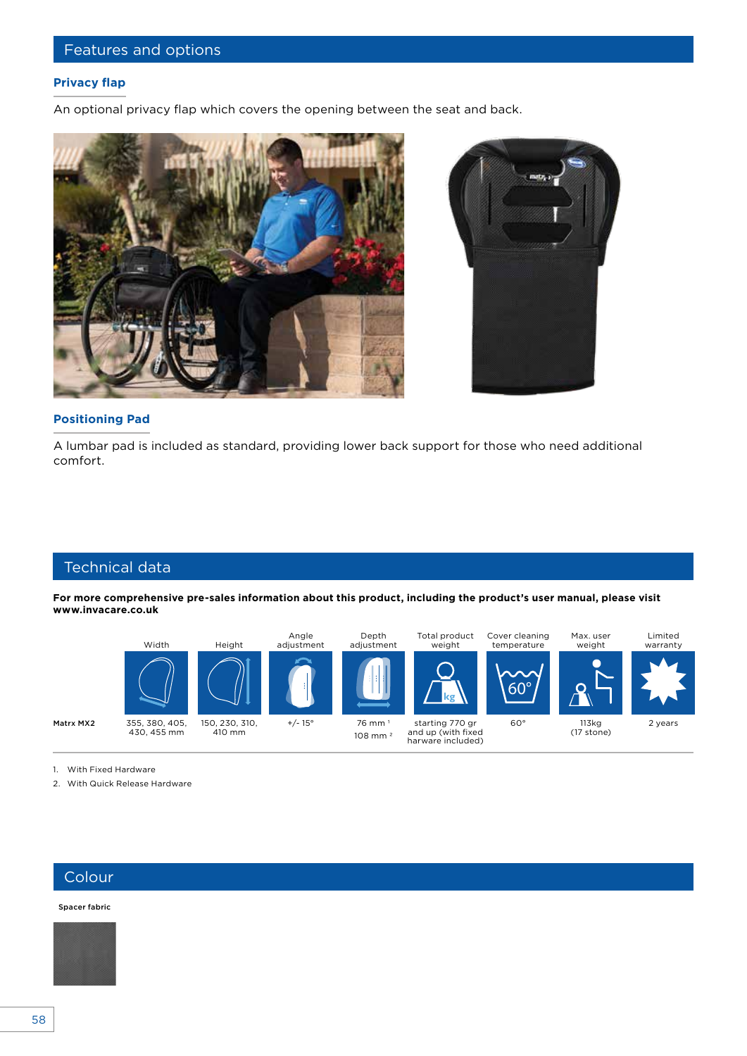## Features and options

### Privacy flap

An optional privacy flap which covers the opening between the seat and back.

### Positioning Pad

A lumbar pad is included as standard, providing lower back support for those who need additional comfort.

## Technical data

**For more comprehensive pre-sales information about this product, including the product's user manual, please visit www.invacare.co.uk**

| | Width | Height | Angle adjustment | Depth adjustment | Total product weight | Cover cleaning temperature | Max. user weight | Limited warranty |
|---|---|---|---|---|---|---|---|---|
| Matrx MX2 | 355, 380, 405, 430, 455 mm | 150, 230, 310, 410 mm | +/- 15° | 76 mm [1] 108 mm [2] | starting 770 gr and up (with fixed harware included) | 60° | 113kg (17 stone) | 2 years |

1. With Fixed Hardware
2. With Quick Release Hardware

## Colour

Spacer fabric